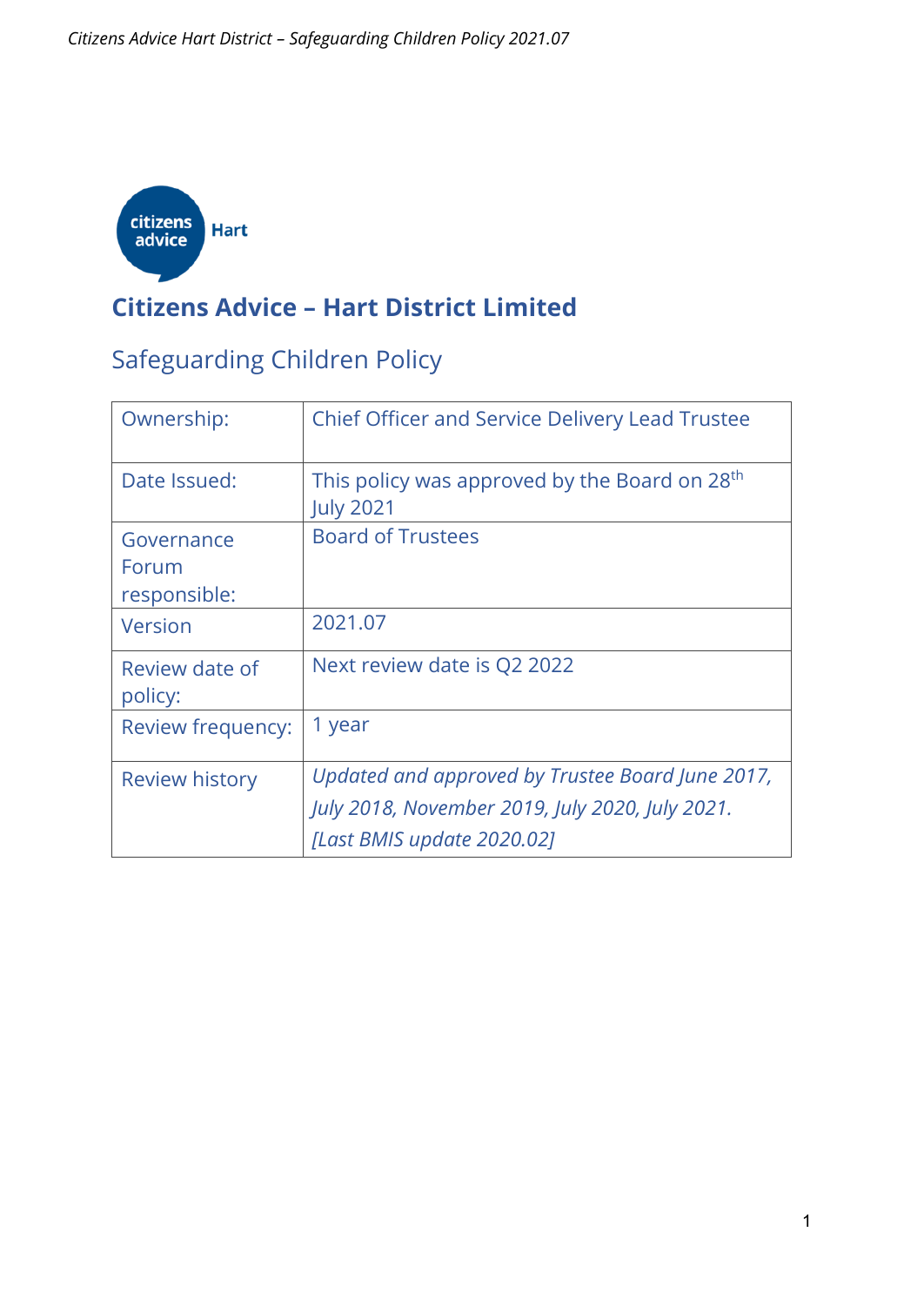# Citizens Advice – Hart District Limited

## Safeguarding Children Policy

| Ownership: | Chief Officer and Service Delivery Lead Trustee |
|---|---|
| Date Issued: | This policy was approved by the Board on 28th July 2021 |
| Governance Forum responsible: | Board of Trustees |
| Version | 2021.07 |
| Review date of policy: | Next review date is Q2 2022 |
| Review frequency: | 1 year |
| Review history | *Updated and approved by Trustee Board June 2017, July 2018, November 2019, July 2020, July 2021. [Last BMIS update 2020.02]* |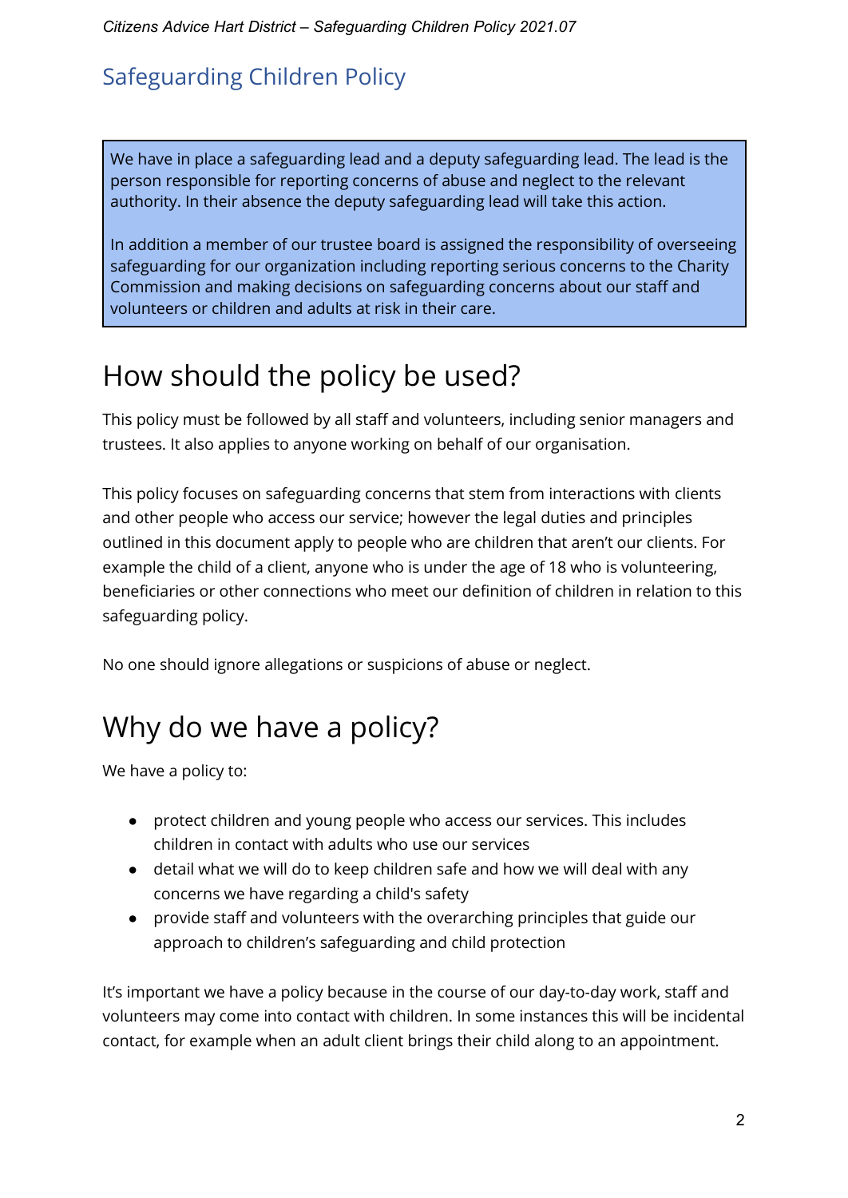## Safeguarding Children Policy

> We have in place a safeguarding lead and a deputy safeguarding lead. The lead is the person responsible for reporting concerns of abuse and neglect to the relevant authority. In their absence the deputy safeguarding lead will take this action.
>
> In addition a member of our trustee board is assigned the responsibility of overseeing safeguarding for our organization including reporting serious concerns to the Charity Commission and making decisions on safeguarding concerns about our staff and volunteers or children and adults at risk in their care.

# How should the policy be used?

This policy must be followed by all staff and volunteers, including senior managers and trustees. It also applies to anyone working on behalf of our organisation.

This policy focuses on safeguarding concerns that stem from interactions with clients and other people who access our service; however the legal duties and principles outlined in this document apply to people who are children that aren't our clients. For example the child of a client, anyone who is under the age of 18 who is volunteering, beneficiaries or other connections who meet our definition of children in relation to this safeguarding policy.

No one should ignore allegations or suspicions of abuse or neglect.

# Why do we have a policy?

We have a policy to:

- protect children and young people who access our services. This includes children in contact with adults who use our services
- detail what we will do to keep children safe and how we will deal with any concerns we have regarding a child's safety
- provide staff and volunteers with the overarching principles that guide our approach to children's safeguarding and child protection

It's important we have a policy because in the course of our day-to-day work, staff and volunteers may come into contact with children. In some instances this will be incidental contact, for example when an adult client brings their child along to an appointment.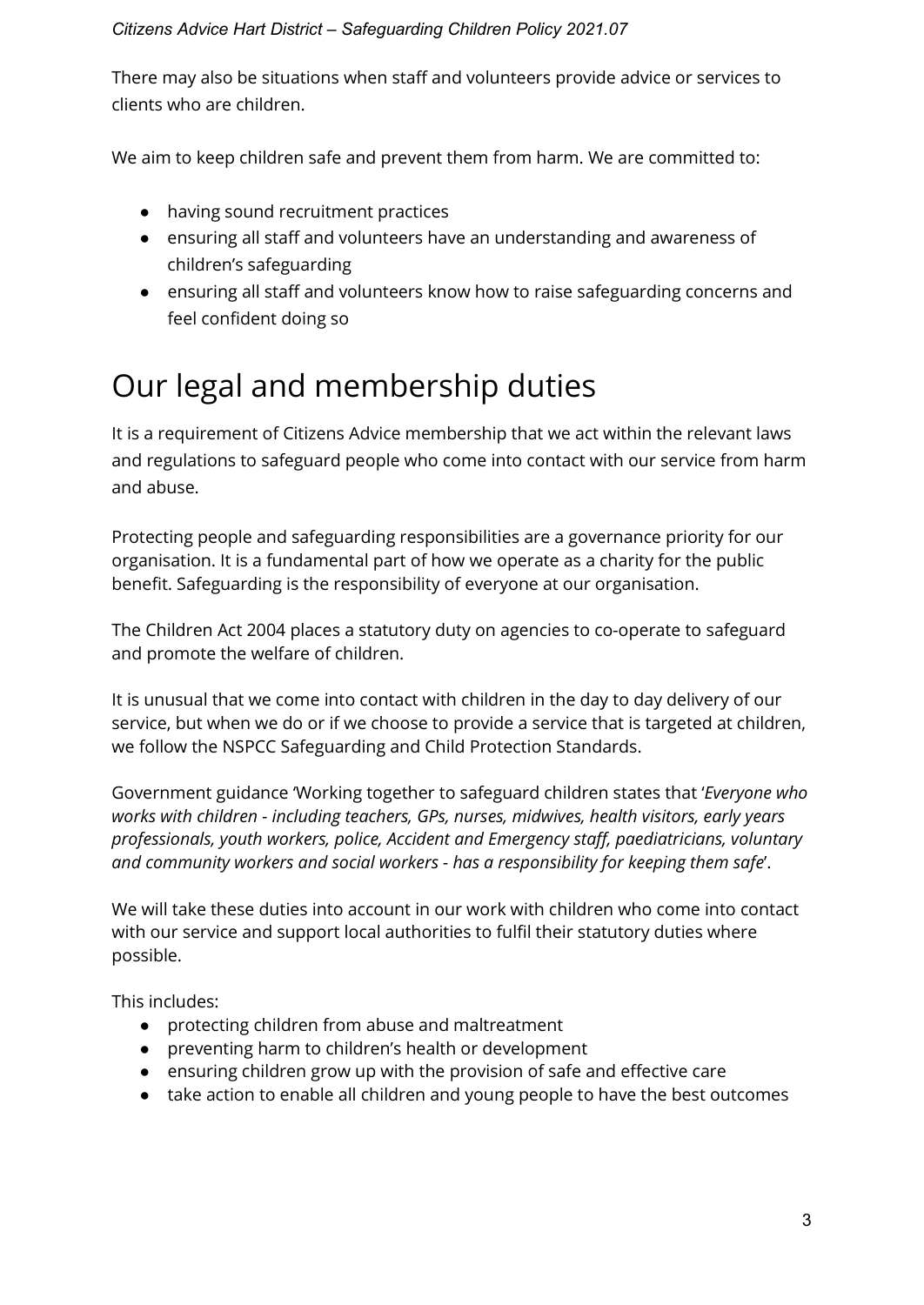There may also be situations when staff and volunteers provide advice or services to clients who are children.

We aim to keep children safe and prevent them from harm. We are committed to:

- having sound recruitment practices
- ensuring all staff and volunteers have an understanding and awareness of children's safeguarding
- ensuring all staff and volunteers know how to raise safeguarding concerns and feel confident doing so

# Our legal and membership duties

It is a requirement of Citizens Advice membership that we act within the relevant laws and regulations to safeguard people who come into contact with our service from harm and abuse.

Protecting people and safeguarding responsibilities are a governance priority for our organisation. It is a fundamental part of how we operate as a charity for the public benefit. Safeguarding is the responsibility of everyone at our organisation.

The Children Act 2004 places a statutory duty on agencies to co-operate to safeguard and promote the welfare of children.

It is unusual that we come into contact with children in the day to day delivery of our service, but when we do or if we choose to provide a service that is targeted at children, we follow the NSPCC Safeguarding and Child Protection Standards.

Government guidance 'Working together to safeguard children states that '*Everyone who works with children - including teachers, GPs, nurses, midwives, health visitors, early years professionals, youth workers, police, Accident and Emergency staff, paediatricians, voluntary and community workers and social workers - has a responsibility for keeping them safe*'.

We will take these duties into account in our work with children who come into contact with our service and support local authorities to fulfil their statutory duties where possible.

This includes:

- protecting children from abuse and maltreatment
- preventing harm to children's health or development
- ensuring children grow up with the provision of safe and effective care
- take action to enable all children and young people to have the best outcomes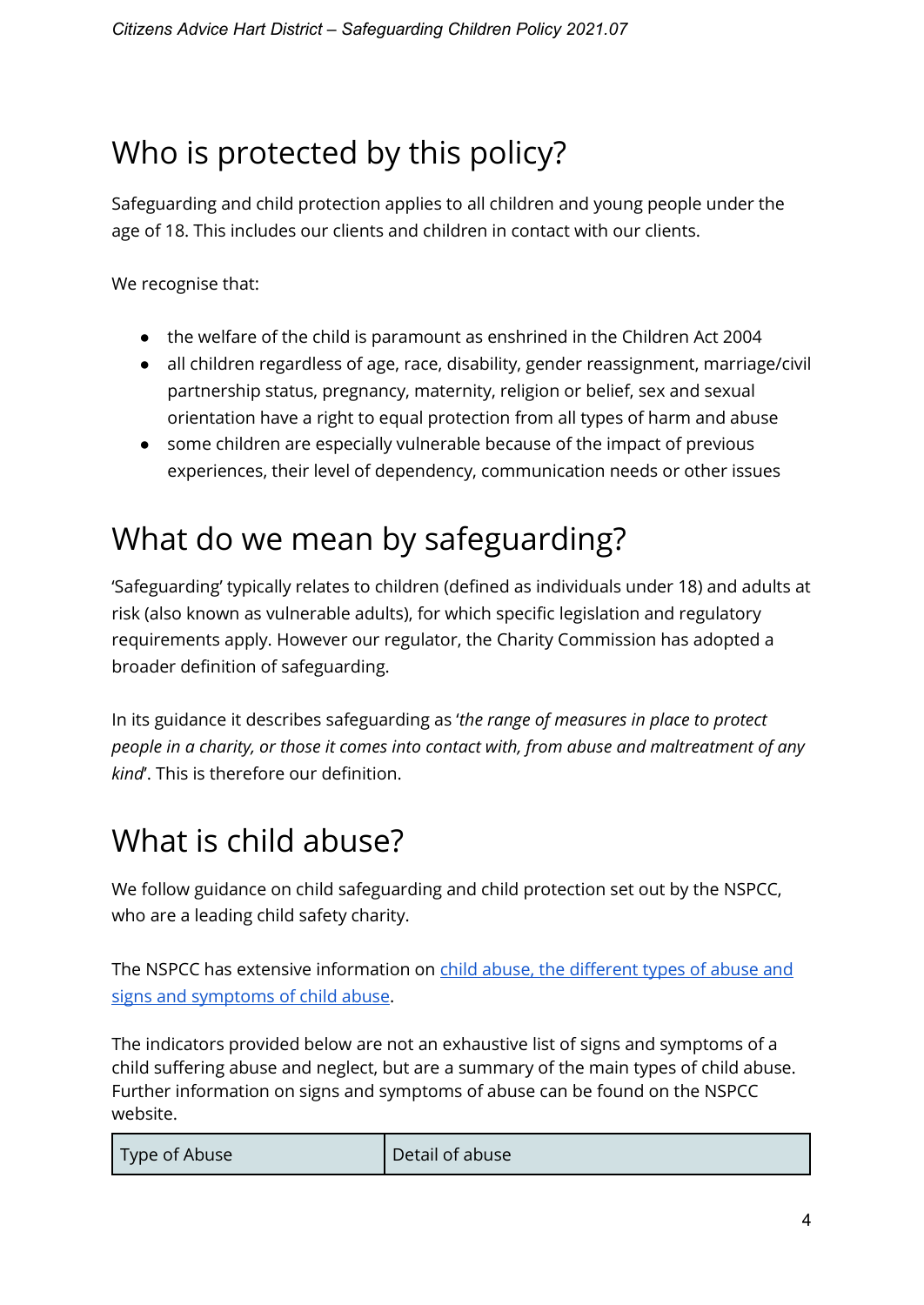## Who is protected by this policy?

Safeguarding and child protection applies to all children and young people under the age of 18. This includes our clients and children in contact with our clients.

We recognise that:

- the welfare of the child is paramount as enshrined in the Children Act 2004
- all children regardless of age, race, disability, gender reassignment, marriage/civil partnership status, pregnancy, maternity, religion or belief, sex and sexual orientation have a right to equal protection from all types of harm and abuse
- some children are especially vulnerable because of the impact of previous experiences, their level of dependency, communication needs or other issues

## What do we mean by safeguarding?

'Safeguarding' typically relates to children (defined as individuals under 18) and adults at risk (also known as vulnerable adults), for which specific legislation and regulatory requirements apply. However our regulator, the Charity Commission has adopted a broader definition of safeguarding.

In its guidance it describes safeguarding as '*the range of measures in place to protect people in a charity, or those it comes into contact with, from abuse and maltreatment of any kind*'. This is therefore our definition.

## What is child abuse?

We follow guidance on child safeguarding and child protection set out by the NSPCC, who are a leading child safety charity.

The NSPCC has extensive information on child abuse, the different types of abuse and signs and symptoms of child abuse.

The indicators provided below are not an exhaustive list of signs and symptoms of a child suffering abuse and neglect, but are a summary of the main types of child abuse. Further information on signs and symptoms of abuse can be found on the NSPCC website.

| Type of Abuse | Detail of abuse |
|---|---|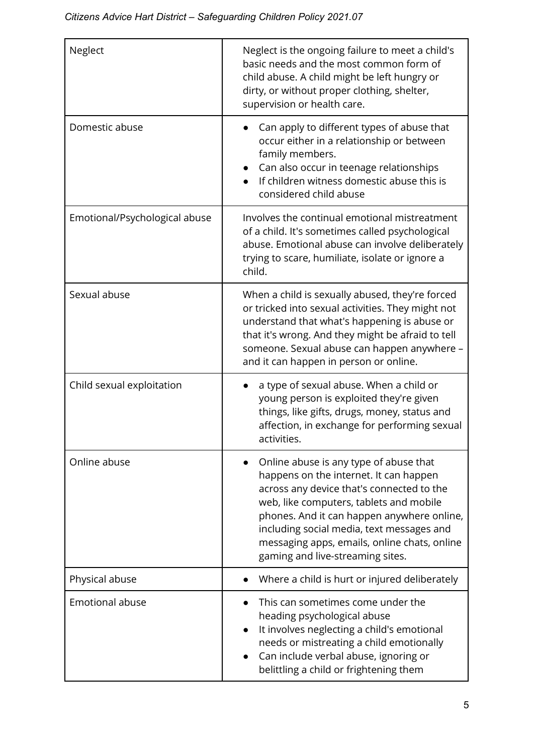| | |
|---|---|
| Neglect | Neglect is the ongoing failure to meet a child's basic needs and the most common form of child abuse. A child might be left hungry or dirty, or without proper clothing, shelter, supervision or health care. |
| Domestic abuse | • Can apply to different types of abuse that occur either in a relationship or between family members.<br>• Can also occur in teenage relationships<br>• If children witness domestic abuse this is considered child abuse |
| Emotional/Psychological abuse | Involves the continual emotional mistreatment of a child. It's sometimes called psychological abuse. Emotional abuse can involve deliberately trying to scare, humiliate, isolate or ignore a child. |
| Sexual abuse | When a child is sexually abused, they're forced or tricked into sexual activities. They might not understand that what's happening is abuse or that it's wrong. And they might be afraid to tell someone. Sexual abuse can happen anywhere – and it can happen in person or online. |
| Child sexual exploitation | • a type of sexual abuse. When a child or young person is exploited they're given things, like gifts, drugs, money, status and affection, in exchange for performing sexual activities. |
| Online abuse | • Online abuse is any type of abuse that happens on the internet. It can happen across any device that's connected to the web, like computers, tablets and mobile phones. And it can happen anywhere online, including social media, text messages and messaging apps, emails, online chats, online gaming and live-streaming sites. |
| Physical abuse | • Where a child is hurt or injured deliberately |
| Emotional abuse | • This can sometimes come under the heading psychological abuse<br>• It involves neglecting a child's emotional needs or mistreating a child emotionally<br>• Can include verbal abuse, ignoring or belittling a child or frightening them |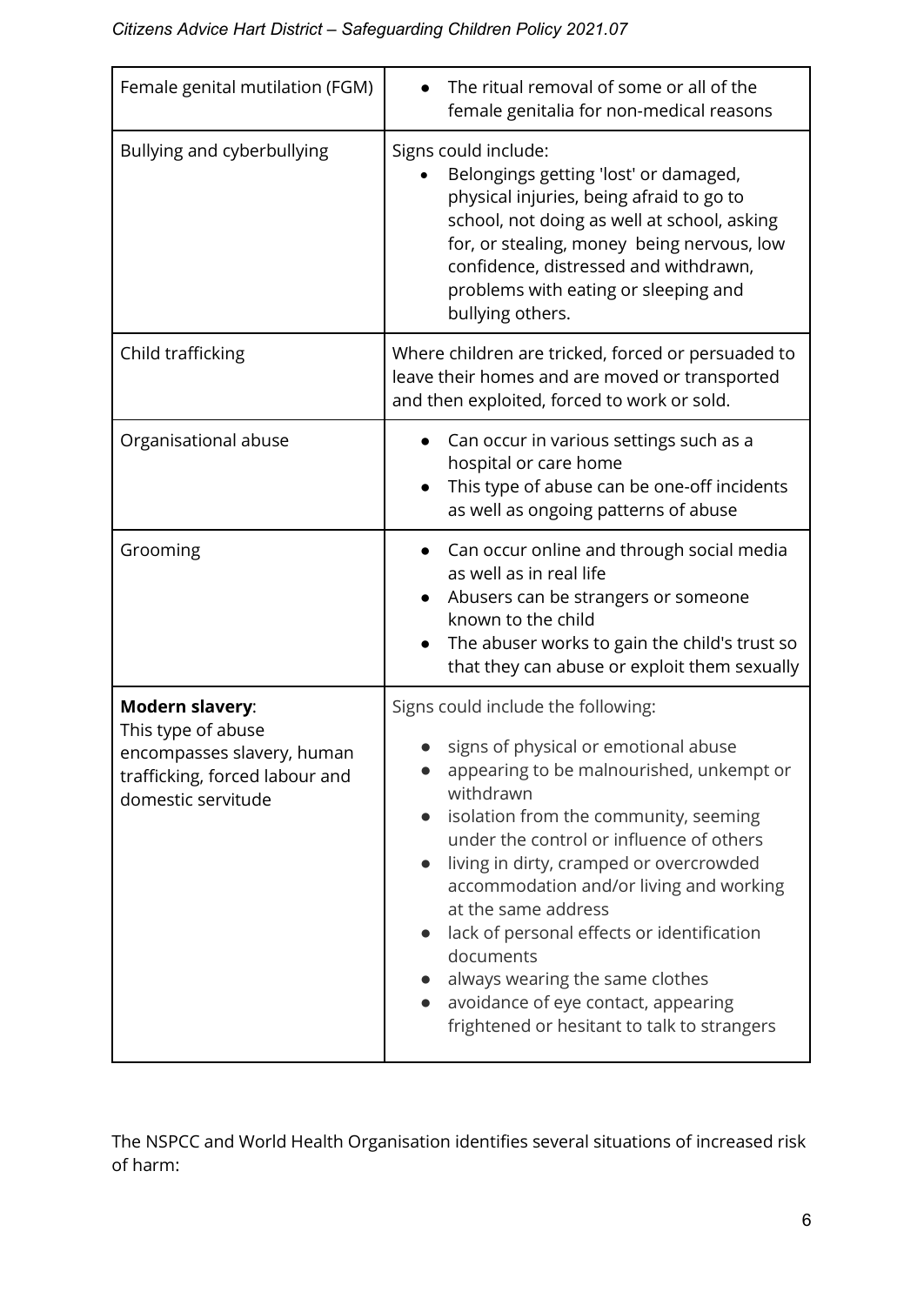| | |
|---|---|
| Female genital mutilation (FGM) | • The ritual removal of some or all of the female genitalia for non-medical reasons |
| Bullying and cyberbullying | Signs could include:<br>• Belongings getting 'lost' or damaged, physical injuries, being afraid to go to school, not doing as well at school, asking for, or stealing, money being nervous, low confidence, distressed and withdrawn, problems with eating or sleeping and bullying others. |
| Child trafficking | Where children are tricked, forced or persuaded to leave their homes and are moved or transported and then exploited, forced to work or sold. |
| Organisational abuse | • Can occur in various settings such as a hospital or care home<br>• This type of abuse can be one-off incidents as well as ongoing patterns of abuse |
| Grooming | • Can occur online and through social media as well as in real life<br>• Abusers can be strangers or someone known to the child<br>• The abuser works to gain the child's trust so that they can abuse or exploit them sexually |
| **Modern slavery**:<br>This type of abuse encompasses slavery, human trafficking, forced labour and domestic servitude | Signs could include the following:<br>• signs of physical or emotional abuse<br>• appearing to be malnourished, unkempt or withdrawn<br>• isolation from the community, seeming under the control or influence of others<br>• living in dirty, cramped or overcrowded accommodation and/or living and working at the same address<br>• lack of personal effects or identification documents<br>• always wearing the same clothes<br>• avoidance of eye contact, appearing frightened or hesitant to talk to strangers |

The NSPCC and World Health Organisation identifies several situations of increased risk of harm: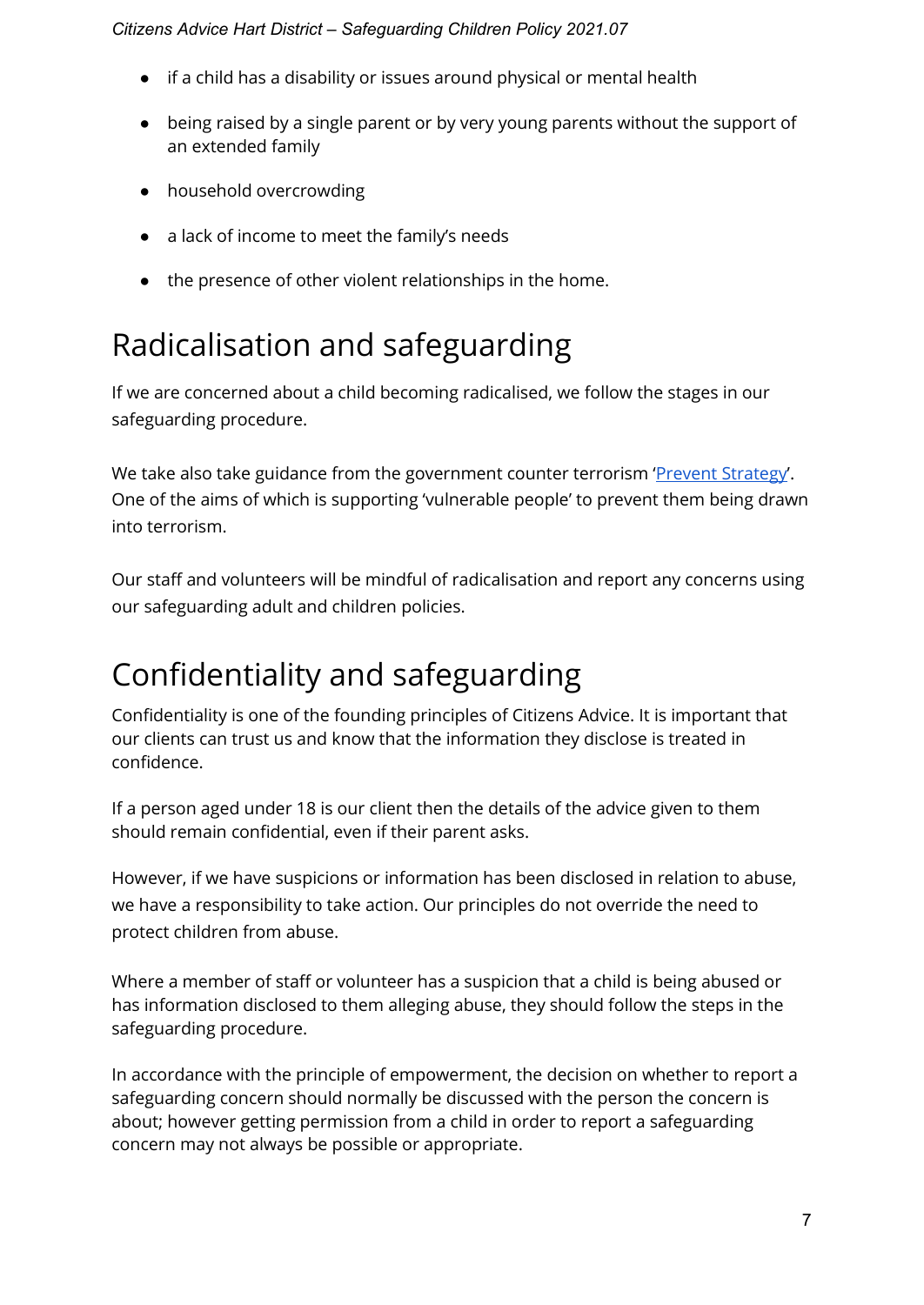- if a child has a disability or issues around physical or mental health
- being raised by a single parent or by very young parents without the support of an extended family
- household overcrowding
- a lack of income to meet the family's needs
- the presence of other violent relationships in the home.

# Radicalisation and safeguarding

If we are concerned about a child becoming radicalised, we follow the stages in our safeguarding procedure.

We take also take guidance from the government counter terrorism 'Prevent Strategy'. One of the aims of which is supporting 'vulnerable people' to prevent them being drawn into terrorism.

Our staff and volunteers will be mindful of radicalisation and report any concerns using our safeguarding adult and children policies.

# Confidentiality and safeguarding

Confidentiality is one of the founding principles of Citizens Advice. It is important that our clients can trust us and know that the information they disclose is treated in confidence.

If a person aged under 18 is our client then the details of the advice given to them should remain confidential, even if their parent asks.

However, if we have suspicions or information has been disclosed in relation to abuse, we have a responsibility to take action. Our principles do not override the need to protect children from abuse.

Where a member of staff or volunteer has a suspicion that a child is being abused or has information disclosed to them alleging abuse, they should follow the steps in the safeguarding procedure.

In accordance with the principle of empowerment, the decision on whether to report a safeguarding concern should normally be discussed with the person the concern is about; however getting permission from a child in order to report a safeguarding concern may not always be possible or appropriate.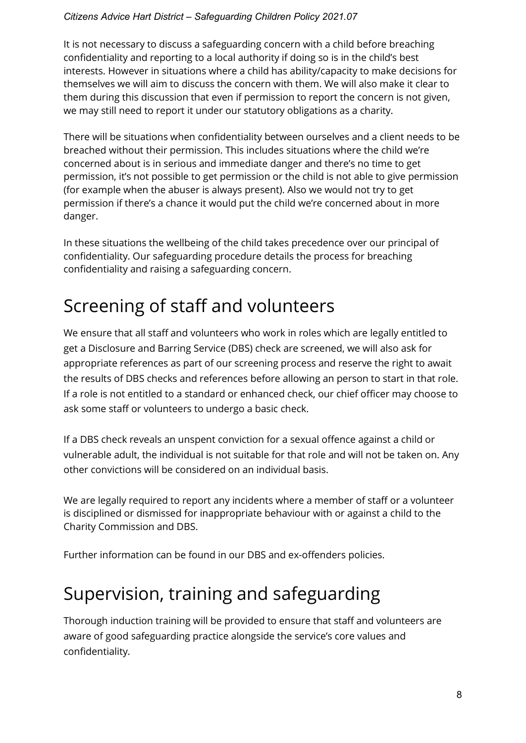It is not necessary to discuss a safeguarding concern with a child before breaching confidentiality and reporting to a local authority if doing so is in the child's best interests. However in situations where a child has ability/capacity to make decisions for themselves we will aim to discuss the concern with them. We will also make it clear to them during this discussion that even if permission to report the concern is not given, we may still need to report it under our statutory obligations as a charity.

There will be situations when confidentiality between ourselves and a client needs to be breached without their permission. This includes situations where the child we're concerned about is in serious and immediate danger and there's no time to get permission, it's not possible to get permission or the child is not able to give permission (for example when the abuser is always present). Also we would not try to get permission if there's a chance it would put the child we're concerned about in more danger.

In these situations the wellbeing of the child takes precedence over our principal of confidentiality. Our safeguarding procedure details the process for breaching confidentiality and raising a safeguarding concern.

# Screening of staff and volunteers

We ensure that all staff and volunteers who work in roles which are legally entitled to get a Disclosure and Barring Service (DBS) check are screened, we will also ask for appropriate references as part of our screening process and reserve the right to await the results of DBS checks and references before allowing an person to start in that role. If a role is not entitled to a standard or enhanced check, our chief officer may choose to ask some staff or volunteers to undergo a basic check.

If a DBS check reveals an unspent conviction for a sexual offence against a child or vulnerable adult, the individual is not suitable for that role and will not be taken on. Any other convictions will be considered on an individual basis.

We are legally required to report any incidents where a member of staff or a volunteer is disciplined or dismissed for inappropriate behaviour with or against a child to the Charity Commission and DBS.

Further information can be found in our DBS and ex-offenders policies.

# Supervision, training and safeguarding

Thorough induction training will be provided to ensure that staff and volunteers are aware of good safeguarding practice alongside the service's core values and confidentiality.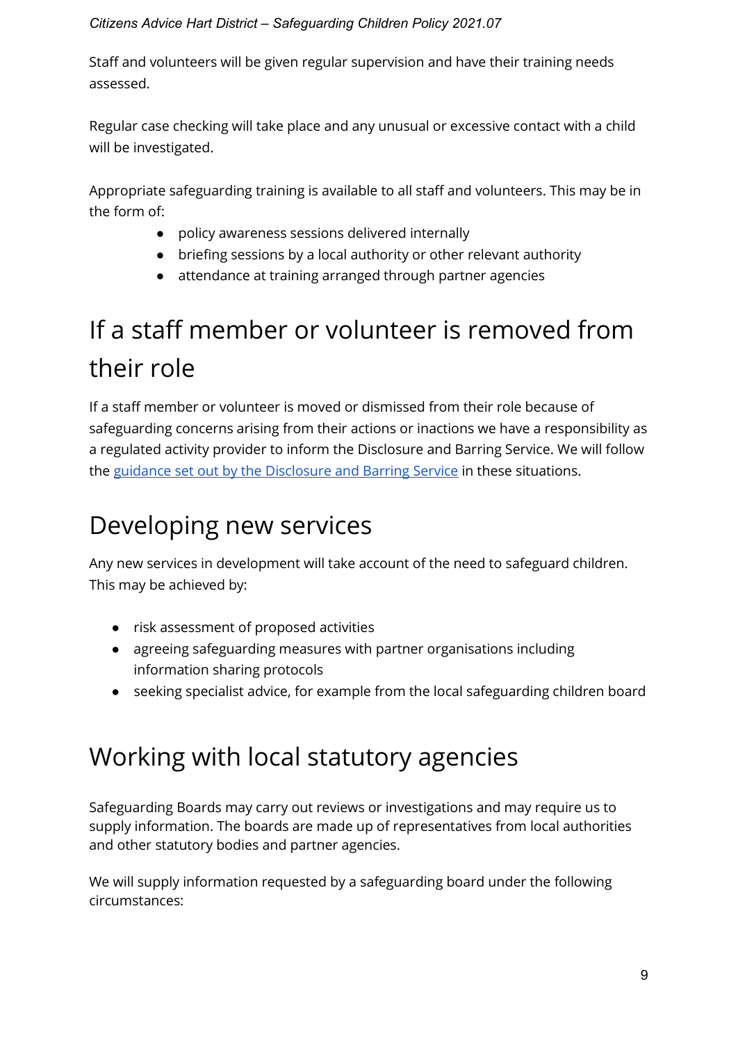Staff and volunteers will be given regular supervision and have their training needs assessed.

Regular case checking will take place and any unusual or excessive contact with a child will be investigated.

Appropriate safeguarding training is available to all staff and volunteers. This may be in the form of:

- policy awareness sessions delivered internally
- briefing sessions by a local authority or other relevant authority
- attendance at training arranged through partner agencies

# If a staff member or volunteer is removed from their role

If a staff member or volunteer is moved or dismissed from their role because of safeguarding concerns arising from their actions or inactions we have a responsibility as a regulated activity provider to inform the Disclosure and Barring Service. We will follow the guidance set out by the Disclosure and Barring Service in these situations.

# Developing new services

Any new services in development will take account of the need to safeguard children. This may be achieved by:

- risk assessment of proposed activities
- agreeing safeguarding measures with partner organisations including information sharing protocols
- seeking specialist advice, for example from the local safeguarding children board

# Working with local statutory agencies

Safeguarding Boards may carry out reviews or investigations and may require us to supply information. The boards are made up of representatives from local authorities and other statutory bodies and partner agencies.

We will supply information requested by a safeguarding board under the following circumstances: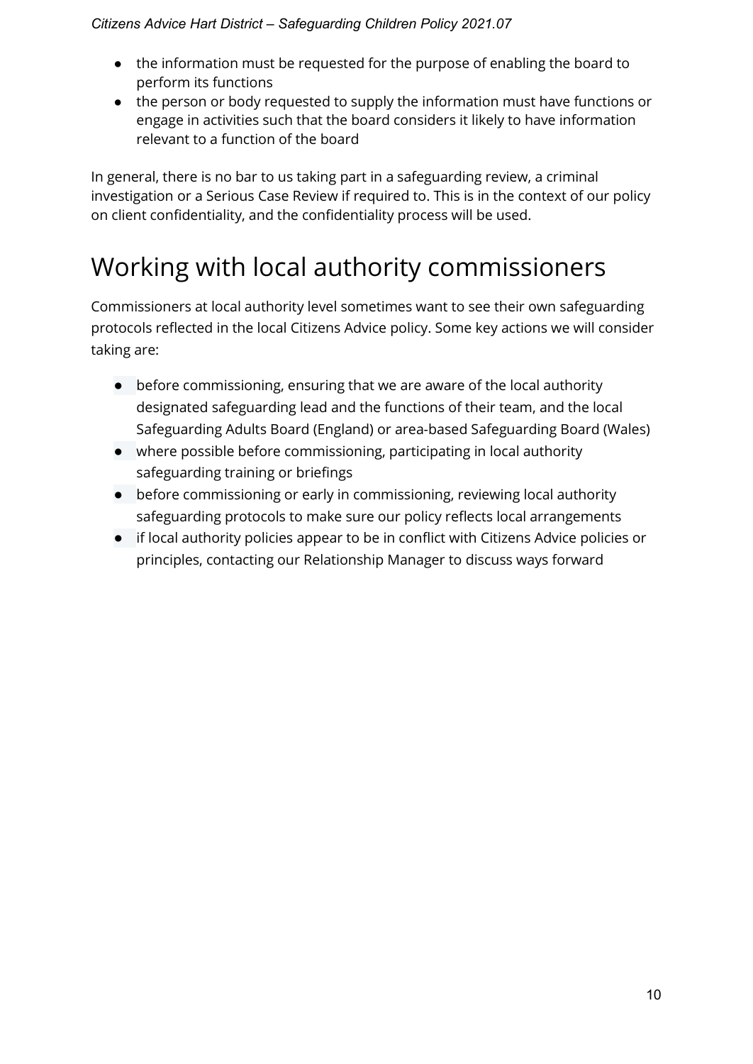- the information must be requested for the purpose of enabling the board to perform its functions
- the person or body requested to supply the information must have functions or engage in activities such that the board considers it likely to have information relevant to a function of the board

In general, there is no bar to us taking part in a safeguarding review, a criminal investigation or a Serious Case Review if required to. This is in the context of our policy on client confidentiality, and the confidentiality process will be used.

# Working with local authority commissioners

Commissioners at local authority level sometimes want to see their own safeguarding protocols reflected in the local Citizens Advice policy. Some key actions we will consider taking are:

- before commissioning, ensuring that we are aware of the local authority designated safeguarding lead and the functions of their team, and the local Safeguarding Adults Board (England) or area-based Safeguarding Board (Wales)
- where possible before commissioning, participating in local authority safeguarding training or briefings
- before commissioning or early in commissioning, reviewing local authority safeguarding protocols to make sure our policy reflects local arrangements
- if local authority policies appear to be in conflict with Citizens Advice policies or principles, contacting our Relationship Manager to discuss ways forward